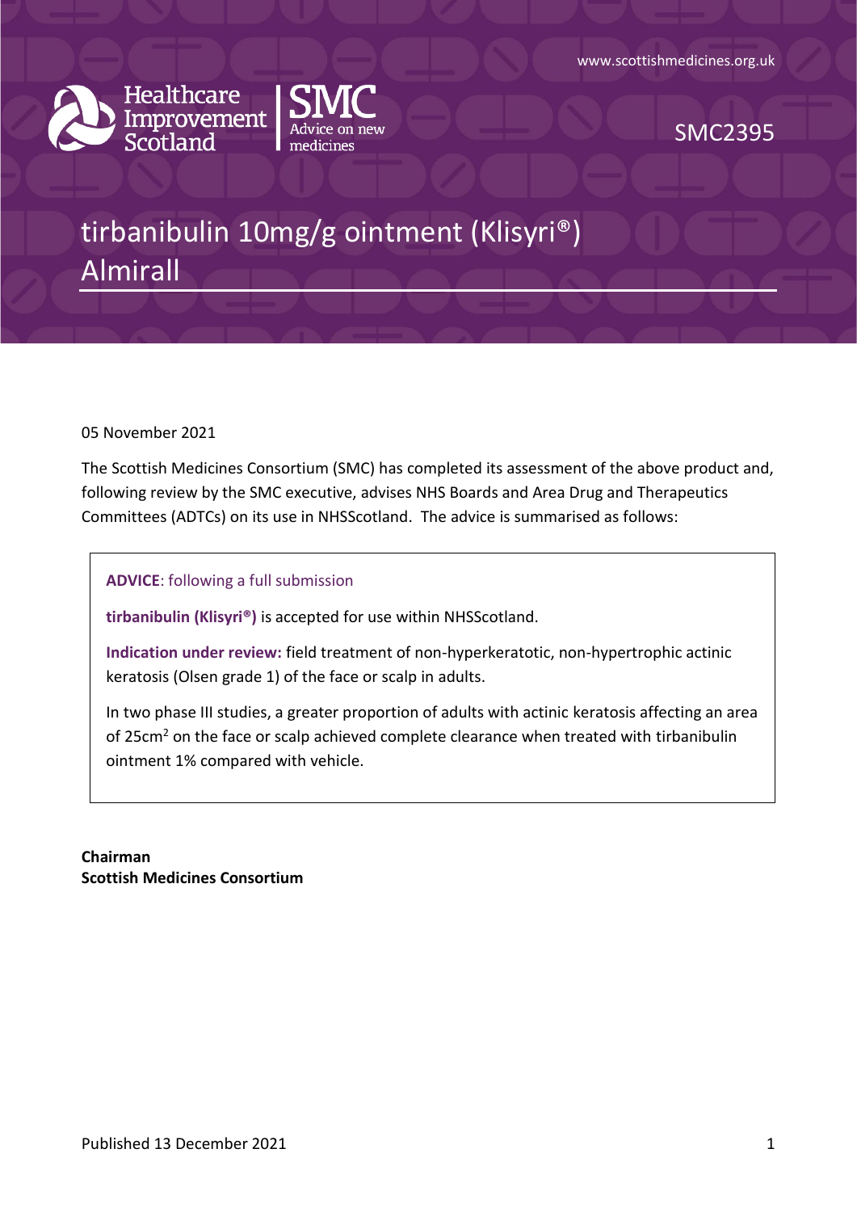www.scottishmedicines.org.uk

Healthcare Improvement Scotland | SMC Advice on new medicines

SMC2395

# tirbanibulin 10mg/g ointment (Klisyri®) Almirall

05 November 2021

The Scottish Medicines Consortium (SMC) has completed its assessment of the above product and, following review by the SMC executive, advises NHS Boards and Area Drug and Therapeutics Committees (ADTCs) on its use in NHSScotland. The advice is summarised as follows:

**ADVICE**: following a full submission

**tirbanibulin (Klisyri®)** is accepted for use within NHSScotland.

**Indication under review:** field treatment of non-hyperkeratotic, non-hypertrophic actinic keratosis (Olsen grade 1) of the face or scalp in adults.

In two phase III studies, a greater proportion of adults with actinic keratosis affecting an area of $25cm^2$ on the face or scalp achieved complete clearance when treated with tirbanibulin ointment 1% compared with vehicle.

**Chairman**
**Scottish Medicines Consortium**

Published 13 December 2021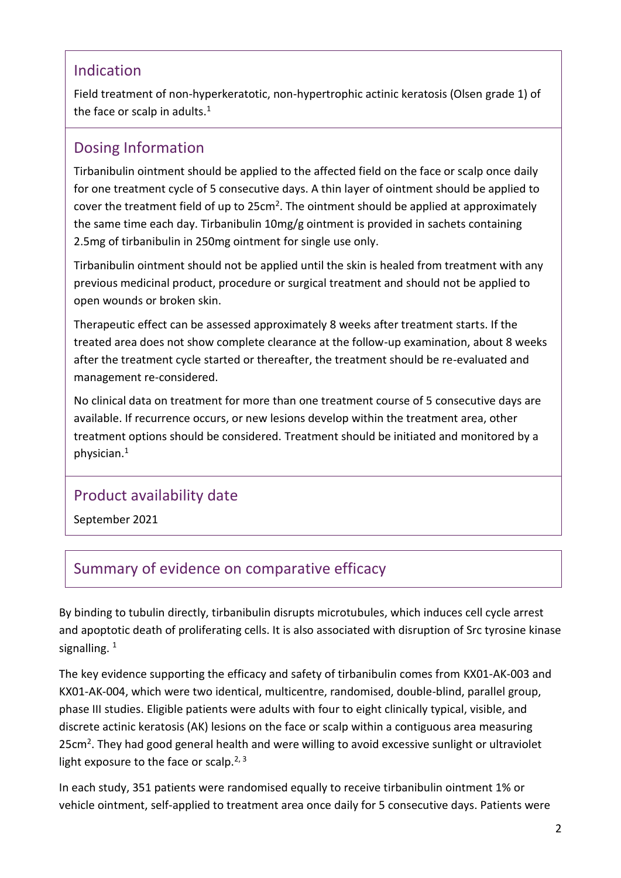## Indication

Field treatment of non-hyperkeratotic, non-hypertrophic actinic keratosis (Olsen grade 1) of the face or scalp in adults.[1]

## Dosing Information

Tirbanibulin ointment should be applied to the affected field on the face or scalp once daily for one treatment cycle of 5 consecutive days. A thin layer of ointment should be applied to cover the treatment field of up to 25cm$^2$. The ointment should be applied at approximately the same time each day. Tirbanibulin 10mg/g ointment is provided in sachets containing 2.5mg of tirbanibulin in 250mg ointment for single use only.

Tirbanibulin ointment should not be applied until the skin is healed from treatment with any previous medicinal product, procedure or surgical treatment and should not be applied to open wounds or broken skin.

Therapeutic effect can be assessed approximately 8 weeks after treatment starts. If the treated area does not show complete clearance at the follow-up examination, about 8 weeks after the treatment cycle started or thereafter, the treatment should be re-evaluated and management re-considered.

No clinical data on treatment for more than one treatment course of 5 consecutive days are available. If recurrence occurs, or new lesions develop within the treatment area, other treatment options should be considered. Treatment should be initiated and monitored by a physician.[1]

## Product availability date

September 2021

## Summary of evidence on comparative efficacy

By binding to tubulin directly, tirbanibulin disrupts microtubules, which induces cell cycle arrest and apoptotic death of proliferating cells. It is also associated with disruption of Src tyrosine kinase signalling. [1]

The key evidence supporting the efficacy and safety of tirbanibulin comes from KX01-AK-003 and KX01-AK-004, which were two identical, multicentre, randomised, double-blind, parallel group, phase III studies. Eligible patients were adults with four to eight clinically typical, visible, and discrete actinic keratosis (AK) lesions on the face or scalp within a contiguous area measuring 25cm$^2$. They had good general health and were willing to avoid excessive sunlight or ultraviolet light exposure to the face or scalp.[2, 3]

In each study, 351 patients were randomised equally to receive tirbanibulin ointment 1% or vehicle ointment, self-applied to treatment area once daily for 5 consecutive days. Patients were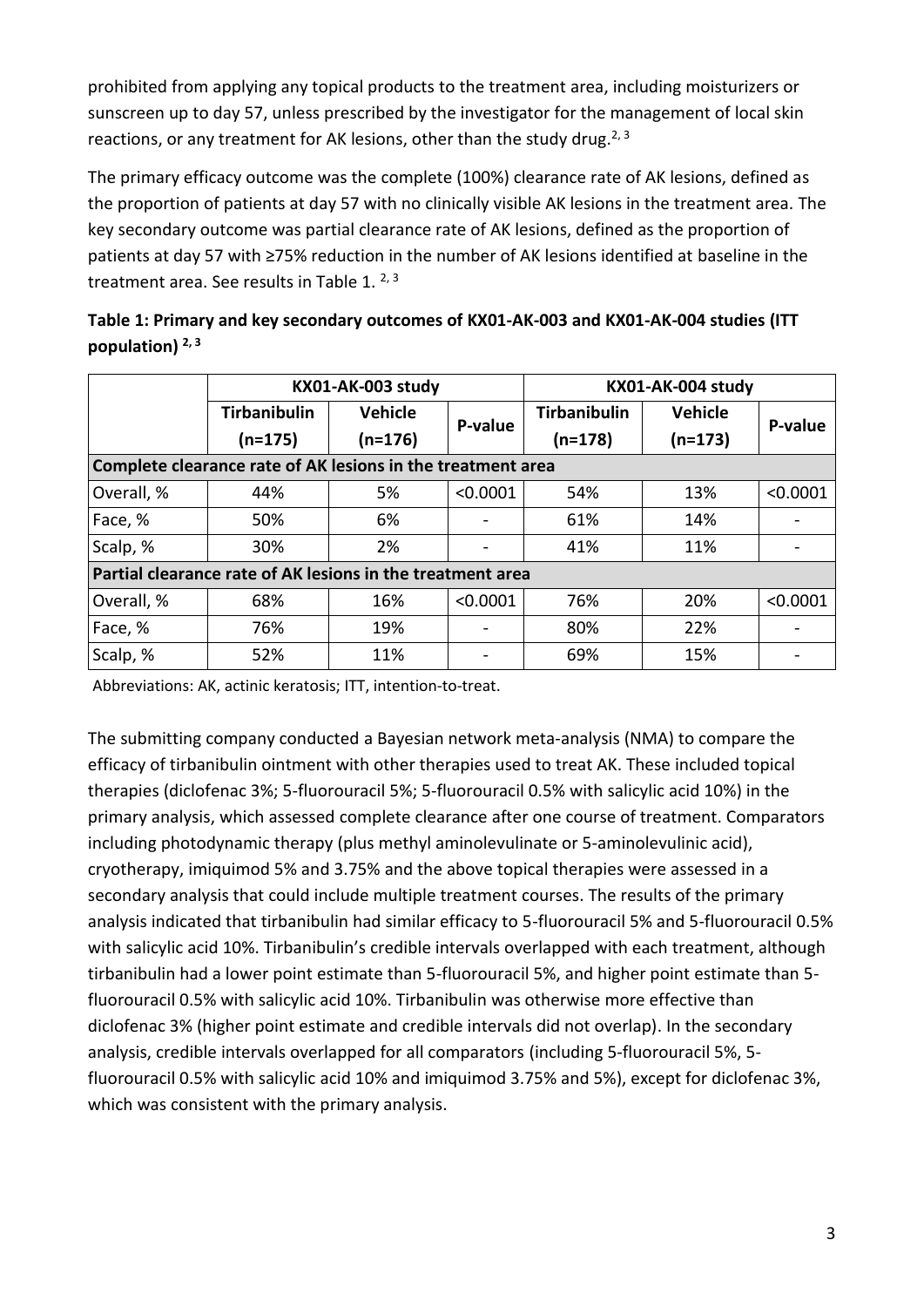prohibited from applying any topical products to the treatment area, including moisturizers or sunscreen up to day 57, unless prescribed by the investigator for the management of local skin reactions, or any treatment for AK lesions, other than the study drug.[2, 3]

The primary efficacy outcome was the complete (100%) clearance rate of AK lesions, defined as the proportion of patients at day 57 with no clinically visible AK lesions in the treatment area. The key secondary outcome was partial clearance rate of AK lesions, defined as the proportion of patients at day 57 with ≥75% reduction in the number of AK lesions identified at baseline in the treatment area. See results in Table 1. [2, 3]

**Table 1: Primary and key secondary outcomes of KX01-AK-003 and KX01-AK-004 studies (ITT population) [2, 3]**

| | KX01-AK-003 study | | | KX01-AK-004 study | | |
|---|---|---|---|---|---|---|
| | Tirbanibulin (n=175) | Vehicle (n=176) | P-value | Tirbanibulin (n=178) | Vehicle (n=173) | P-value |
| **Complete clearance rate of AK lesions in the treatment area** | | | | | | |
| Overall, % | 44% | 5% | <0.0001 | 54% | 13% | <0.0001 |
| Face, % | 50% | 6% | - | 61% | 14% | - |
| Scalp, % | 30% | 2% | - | 41% | 11% | - |
| **Partial clearance rate of AK lesions in the treatment area** | | | | | | |
| Overall, % | 68% | 16% | <0.0001 | 76% | 20% | <0.0001 |
| Face, % | 76% | 19% | - | 80% | 22% | - |
| Scalp, % | 52% | 11% | - | 69% | 15% | - |

Abbreviations: AK, actinic keratosis; ITT, intention-to-treat.

The submitting company conducted a Bayesian network meta-analysis (NMA) to compare the efficacy of tirbanibulin ointment with other therapies used to treat AK. These included topical therapies (diclofenac 3%; 5-fluorouracil 5%; 5-fluorouracil 0.5% with salicylic acid 10%) in the primary analysis, which assessed complete clearance after one course of treatment. Comparators including photodynamic therapy (plus methyl aminolevulinate or 5-aminolevulinic acid), cryotherapy, imiquimod 5% and 3.75% and the above topical therapies were assessed in a secondary analysis that could include multiple treatment courses. The results of the primary analysis indicated that tirbanibulin had similar efficacy to 5-fluorouracil 5% and 5-fluorouracil 0.5% with salicylic acid 10%. Tirbanibulin's credible intervals overlapped with each treatment, although tirbanibulin had a lower point estimate than 5-fluorouracil 5%, and higher point estimate than 5-fluorouracil 0.5% with salicylic acid 10%. Tirbanibulin was otherwise more effective than diclofenac 3% (higher point estimate and credible intervals did not overlap). In the secondary analysis, credible intervals overlapped for all comparators (including 5-fluorouracil 5%, 5-fluorouracil 0.5% with salicylic acid 10% and imiquimod 3.75% and 5%), except for diclofenac 3%, which was consistent with the primary analysis.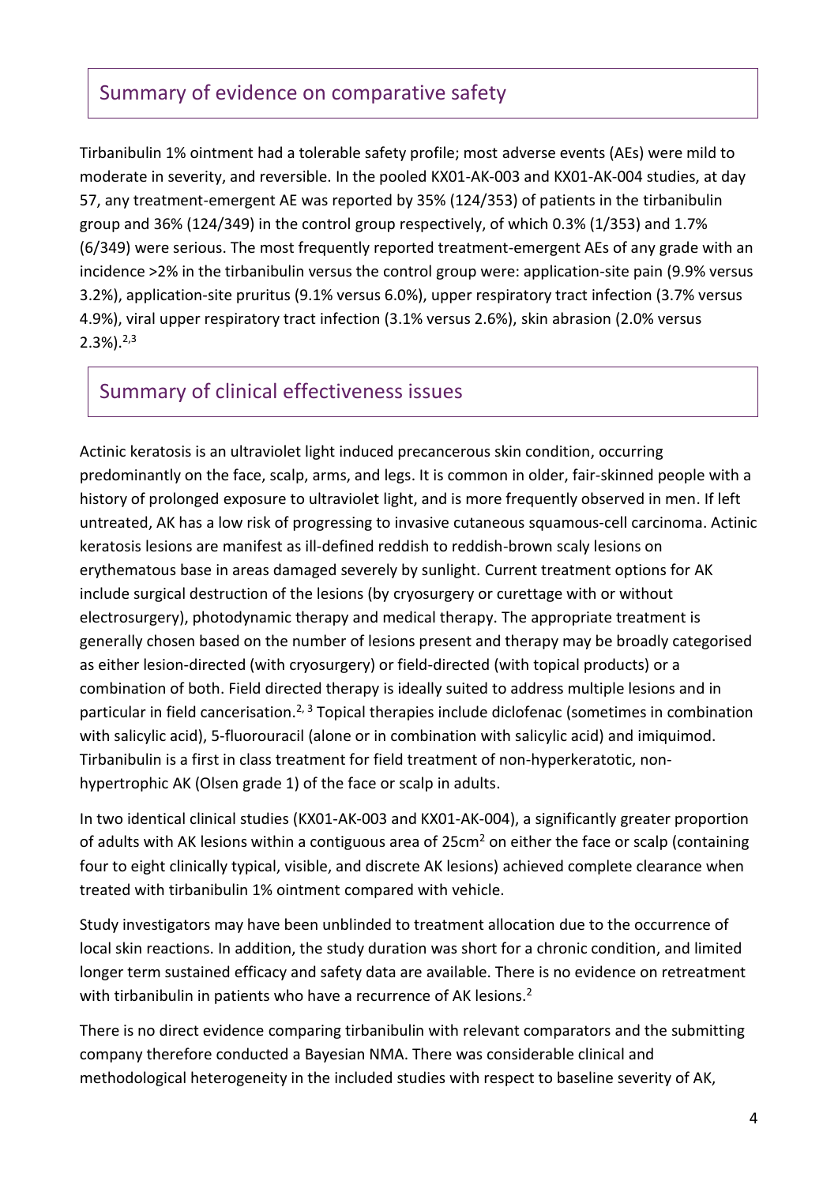## Summary of evidence on comparative safety

Tirbanibulin 1% ointment had a tolerable safety profile; most adverse events (AEs) were mild to moderate in severity, and reversible. In the pooled KX01-AK-003 and KX01-AK-004 studies, at day 57, any treatment-emergent AE was reported by 35% (124/353) of patients in the tirbanibulin group and 36% (124/349) in the control group respectively, of which 0.3% (1/353) and 1.7% (6/349) were serious. The most frequently reported treatment-emergent AEs of any grade with an incidence >2% in the tirbanibulin versus the control group were: application-site pain (9.9% versus 3.2%), application-site pruritus (9.1% versus 6.0%), upper respiratory tract infection (3.7% versus 4.9%), viral upper respiratory tract infection (3.1% versus 2.6%), skin abrasion (2.0% versus 2.3%).[2,3]

## Summary of clinical effectiveness issues

Actinic keratosis is an ultraviolet light induced precancerous skin condition, occurring predominantly on the face, scalp, arms, and legs. It is common in older, fair-skinned people with a history of prolonged exposure to ultraviolet light, and is more frequently observed in men. If left untreated, AK has a low risk of progressing to invasive cutaneous squamous-cell carcinoma. Actinic keratosis lesions are manifest as ill-defined reddish to reddish-brown scaly lesions on erythematous base in areas damaged severely by sunlight. Current treatment options for AK include surgical destruction of the lesions (by cryosurgery or curettage with or without electrosurgery), photodynamic therapy and medical therapy. The appropriate treatment is generally chosen based on the number of lesions present and therapy may be broadly categorised as either lesion-directed (with cryosurgery) or field-directed (with topical products) or a combination of both. Field directed therapy is ideally suited to address multiple lesions and in particular in field cancerisation.[2, 3] Topical therapies include diclofenac (sometimes in combination with salicylic acid), 5-fluorouracil (alone or in combination with salicylic acid) and imiquimod. Tirbanibulin is a first in class treatment for field treatment of non-hyperkeratotic, non-hypertrophic AK (Olsen grade 1) of the face or scalp in adults.

In two identical clinical studies (KX01-AK-003 and KX01-AK-004), a significantly greater proportion of adults with AK lesions within a contiguous area of 25cm$^2$ on either the face or scalp (containing four to eight clinically typical, visible, and discrete AK lesions) achieved complete clearance when treated with tirbanibulin 1% ointment compared with vehicle.

Study investigators may have been unblinded to treatment allocation due to the occurrence of local skin reactions. In addition, the study duration was short for a chronic condition, and limited longer term sustained efficacy and safety data are available. There is no evidence on retreatment with tirbanibulin in patients who have a recurrence of AK lesions.[2]

There is no direct evidence comparing tirbanibulin with relevant comparators and the submitting company therefore conducted a Bayesian NMA. There was considerable clinical and methodological heterogeneity in the included studies with respect to baseline severity of AK,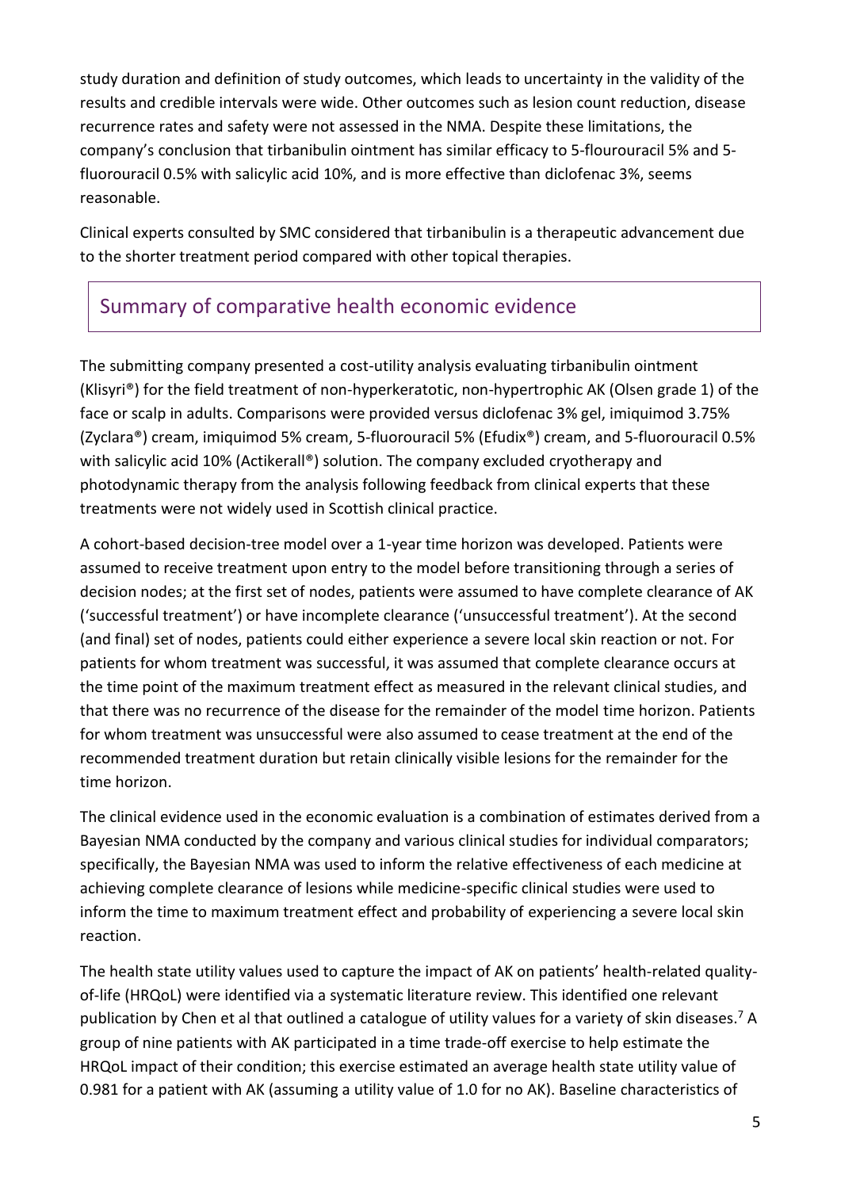study duration and definition of study outcomes, which leads to uncertainty in the validity of the results and credible intervals were wide. Other outcomes such as lesion count reduction, disease recurrence rates and safety were not assessed in the NMA. Despite these limitations, the company's conclusion that tirbanibulin ointment has similar efficacy to 5-flourouracil 5% and 5-fluorouracil 0.5% with salicylic acid 10%, and is more effective than diclofenac 3%, seems reasonable.

Clinical experts consulted by SMC considered that tirbanibulin is a therapeutic advancement due to the shorter treatment period compared with other topical therapies.

## Summary of comparative health economic evidence

The submitting company presented a cost-utility analysis evaluating tirbanibulin ointment (Klisyri®) for the field treatment of non-hyperkeratotic, non-hypertrophic AK (Olsen grade 1) of the face or scalp in adults. Comparisons were provided versus diclofenac 3% gel, imiquimod 3.75% (Zyclara®) cream, imiquimod 5% cream, 5-fluorouracil 5% (Efudix®) cream, and 5-fluorouracil 0.5% with salicylic acid 10% (Actikerall®) solution. The company excluded cryotherapy and photodynamic therapy from the analysis following feedback from clinical experts that these treatments were not widely used in Scottish clinical practice.

A cohort-based decision-tree model over a 1-year time horizon was developed. Patients were assumed to receive treatment upon entry to the model before transitioning through a series of decision nodes; at the first set of nodes, patients were assumed to have complete clearance of AK ('successful treatment') or have incomplete clearance ('unsuccessful treatment'). At the second (and final) set of nodes, patients could either experience a severe local skin reaction or not. For patients for whom treatment was successful, it was assumed that complete clearance occurs at the time point of the maximum treatment effect as measured in the relevant clinical studies, and that there was no recurrence of the disease for the remainder of the model time horizon. Patients for whom treatment was unsuccessful were also assumed to cease treatment at the end of the recommended treatment duration but retain clinically visible lesions for the remainder for the time horizon.

The clinical evidence used in the economic evaluation is a combination of estimates derived from a Bayesian NMA conducted by the company and various clinical studies for individual comparators; specifically, the Bayesian NMA was used to inform the relative effectiveness of each medicine at achieving complete clearance of lesions while medicine-specific clinical studies were used to inform the time to maximum treatment effect and probability of experiencing a severe local skin reaction.

The health state utility values used to capture the impact of AK on patients' health-related quality-of-life (HRQoL) were identified via a systematic literature review. This identified one relevant publication by Chen et al that outlined a catalogue of utility values for a variety of skin diseases.[7] A group of nine patients with AK participated in a time trade-off exercise to help estimate the HRQoL impact of their condition; this exercise estimated an average health state utility value of 0.981 for a patient with AK (assuming a utility value of 1.0 for no AK). Baseline characteristics of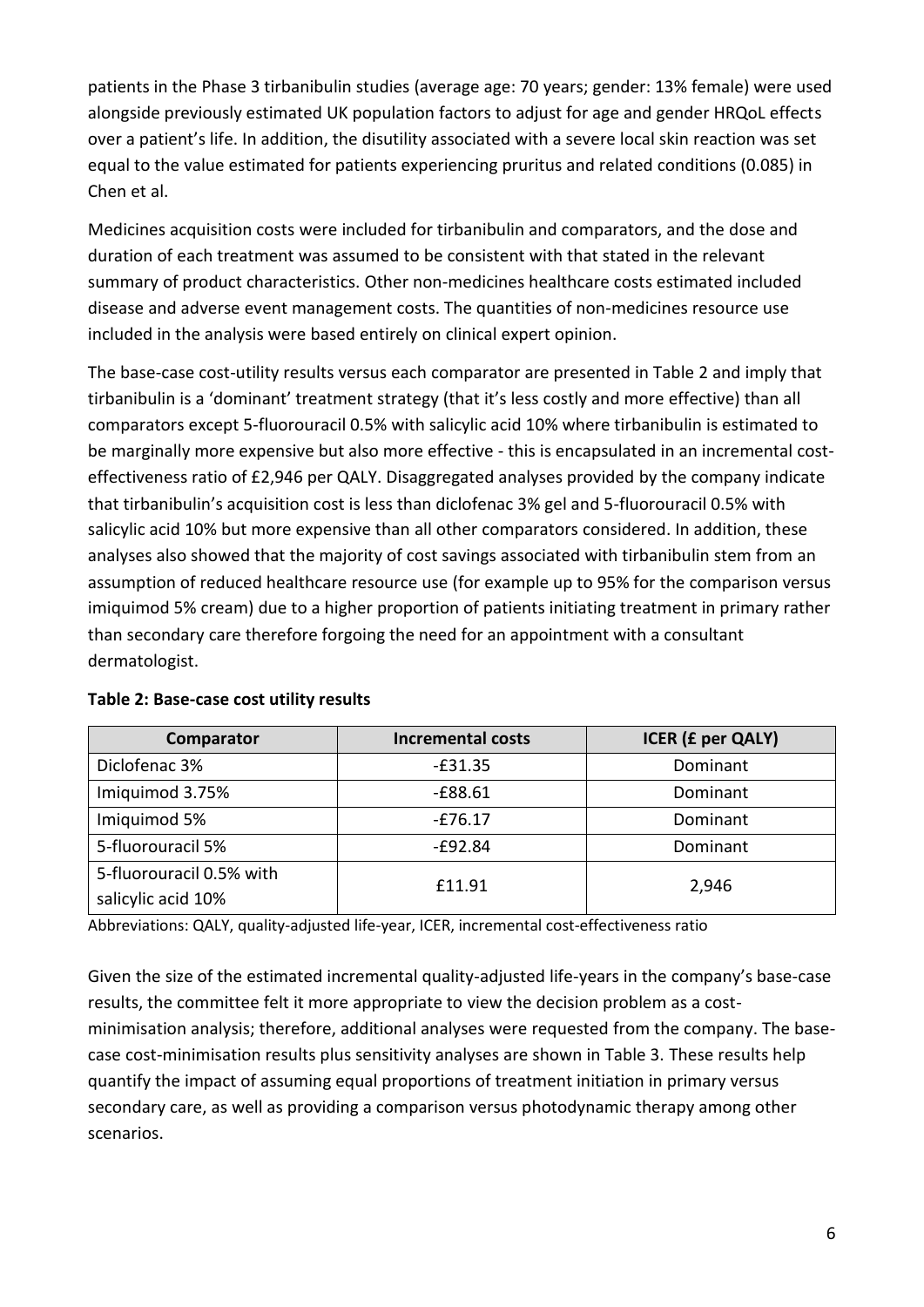patients in the Phase 3 tirbanibulin studies (average age: 70 years; gender: 13% female) were used alongside previously estimated UK population factors to adjust for age and gender HRQoL effects over a patient's life. In addition, the disutility associated with a severe local skin reaction was set equal to the value estimated for patients experiencing pruritus and related conditions (0.085) in Chen et al.

Medicines acquisition costs were included for tirbanibulin and comparators, and the dose and duration of each treatment was assumed to be consistent with that stated in the relevant summary of product characteristics. Other non-medicines healthcare costs estimated included disease and adverse event management costs. The quantities of non-medicines resource use included in the analysis were based entirely on clinical expert opinion.

The base-case cost-utility results versus each comparator are presented in Table 2 and imply that tirbanibulin is a 'dominant' treatment strategy (that it's less costly and more effective) than all comparators except 5-fluorouracil 0.5% with salicylic acid 10% where tirbanibulin is estimated to be marginally more expensive but also more effective - this is encapsulated in an incremental cost-effectiveness ratio of £2,946 per QALY. Disaggregated analyses provided by the company indicate that tirbanibulin's acquisition cost is less than diclofenac 3% gel and 5-fluorouracil 0.5% with salicylic acid 10% but more expensive than all other comparators considered. In addition, these analyses also showed that the majority of cost savings associated with tirbanibulin stem from an assumption of reduced healthcare resource use (for example up to 95% for the comparison versus imiquimod 5% cream) due to a higher proportion of patients initiating treatment in primary rather than secondary care therefore forgoing the need for an appointment with a consultant dermatologist.

**Table 2: Base-case cost utility results**

| Comparator | Incremental costs | ICER (£ per QALY) |
|---|---|---|
| Diclofenac 3% | -£31.35 | Dominant |
| Imiquimod 3.75% | -£88.61 | Dominant |
| Imiquimod 5% | -£76.17 | Dominant |
| 5-fluorouracil 5% | -£92.84 | Dominant |
| 5-fluorouracil 0.5% with salicylic acid 10% | £11.91 | 2,946 |

Abbreviations: QALY, quality-adjusted life-year, ICER, incremental cost-effectiveness ratio

Given the size of the estimated incremental quality-adjusted life-years in the company's base-case results, the committee felt it more appropriate to view the decision problem as a cost-minimisation analysis; therefore, additional analyses were requested from the company. The base-case cost-minimisation results plus sensitivity analyses are shown in Table 3. These results help quantify the impact of assuming equal proportions of treatment initiation in primary versus secondary care, as well as providing a comparison versus photodynamic therapy among other scenarios.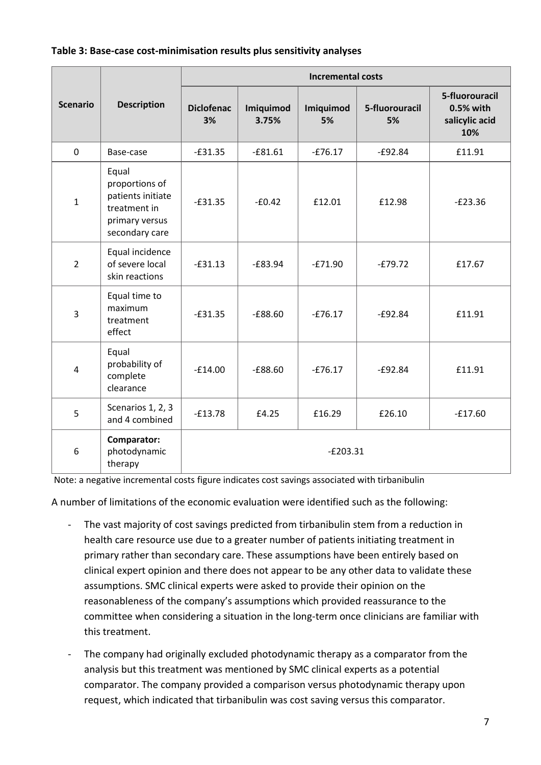**Table 3: Base-case cost-minimisation results plus sensitivity analyses**

| Scenario | Description | Incremental costs | | | | |
|---|---|---|---|---|---|---|
| | | Diclofenac 3% | Imiquimod 3.75% | Imiquimod 5% | 5-fluorouracil 5% | 5-fluorouracil 0.5% with salicylic acid 10% |
| 0 | Base-case | -£31.35 | -£81.61 | -£76.17 | -£92.84 | £11.91 |
| 1 | Equal proportions of patients initiate treatment in primary versus secondary care | -£31.35 | -£0.42 | £12.01 | £12.98 | -£23.36 |
| 2 | Equal incidence of severe local skin reactions | -£31.13 | -£83.94 | -£71.90 | -£79.72 | £17.67 |
| 3 | Equal time to maximum treatment effect | -£31.35 | -£88.60 | -£76.17 | -£92.84 | £11.91 |
| 4 | Equal probability of complete clearance | -£14.00 | -£88.60 | -£76.17 | -£92.84 | £11.91 |
| 5 | Scenarios 1, 2, 3 and 4 combined | -£13.78 | £4.25 | £16.29 | £26.10 | -£17.60 |
| 6 | **Comparator:** photodynamic therapy | -£203.31 | | | | |

Note: a negative incremental costs figure indicates cost savings associated with tirbanibulin

A number of limitations of the economic evaluation were identified such as the following:

- The vast majority of cost savings predicted from tirbanibulin stem from a reduction in health care resource use due to a greater number of patients initiating treatment in primary rather than secondary care. These assumptions have been entirely based on clinical expert opinion and there does not appear to be any other data to validate these assumptions. SMC clinical experts were asked to provide their opinion on the reasonableness of the company's assumptions which provided reassurance to the committee when considering a situation in the long-term once clinicians are familiar with this treatment.
- The company had originally excluded photodynamic therapy as a comparator from the analysis but this treatment was mentioned by SMC clinical experts as a potential comparator. The company provided a comparison versus photodynamic therapy upon request, which indicated that tirbanibulin was cost saving versus this comparator.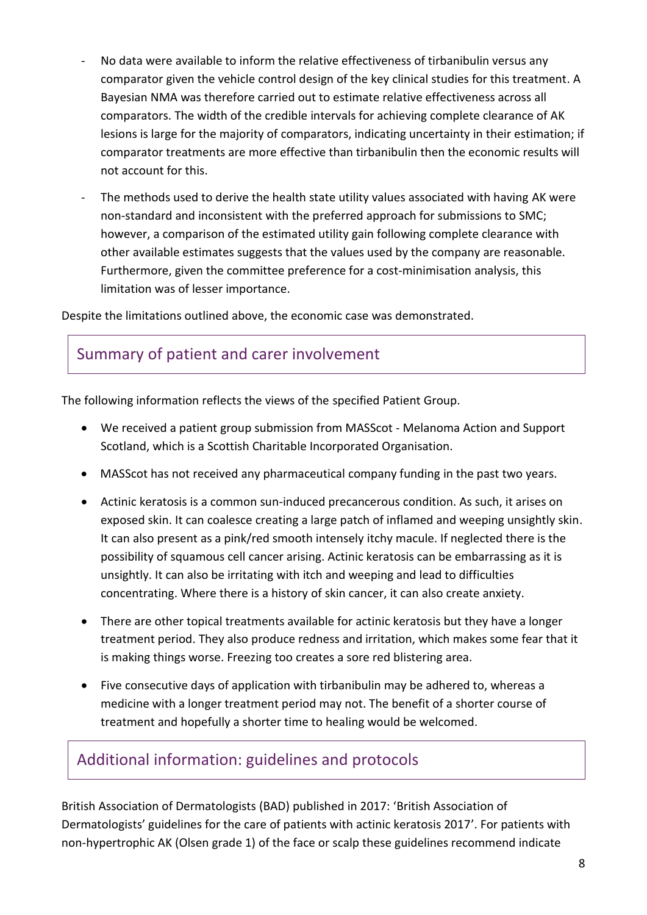- No data were available to inform the relative effectiveness of tirbanibulin versus any comparator given the vehicle control design of the key clinical studies for this treatment. A Bayesian NMA was therefore carried out to estimate relative effectiveness across all comparators. The width of the credible intervals for achieving complete clearance of AK lesions is large for the majority of comparators, indicating uncertainty in their estimation; if comparator treatments are more effective than tirbanibulin then the economic results will not account for this.
- The methods used to derive the health state utility values associated with having AK were non-standard and inconsistent with the preferred approach for submissions to SMC; however, a comparison of the estimated utility gain following complete clearance with other available estimates suggests that the values used by the company are reasonable. Furthermore, given the committee preference for a cost-minimisation analysis, this limitation was of lesser importance.

Despite the limitations outlined above, the economic case was demonstrated.

## Summary of patient and carer involvement

The following information reflects the views of the specified Patient Group.

- We received a patient group submission from MASScot - Melanoma Action and Support Scotland, which is a Scottish Charitable Incorporated Organisation.
- MASScot has not received any pharmaceutical company funding in the past two years.
- Actinic keratosis is a common sun-induced precancerous condition. As such, it arises on exposed skin. It can coalesce creating a large patch of inflamed and weeping unsightly skin. It can also present as a pink/red smooth intensely itchy macule. If neglected there is the possibility of squamous cell cancer arising. Actinic keratosis can be embarrassing as it is unsightly. It can also be irritating with itch and weeping and lead to difficulties concentrating. Where there is a history of skin cancer, it can also create anxiety.
- There are other topical treatments available for actinic keratosis but they have a longer treatment period. They also produce redness and irritation, which makes some fear that it is making things worse. Freezing too creates a sore red blistering area.
- Five consecutive days of application with tirbanibulin may be adhered to, whereas a medicine with a longer treatment period may not. The benefit of a shorter course of treatment and hopefully a shorter time to healing would be welcomed.

## Additional information: guidelines and protocols

British Association of Dermatologists (BAD) published in 2017: 'British Association of Dermatologists' guidelines for the care of patients with actinic keratosis 2017'. For patients with non-hypertrophic AK (Olsen grade 1) of the face or scalp these guidelines recommend indicate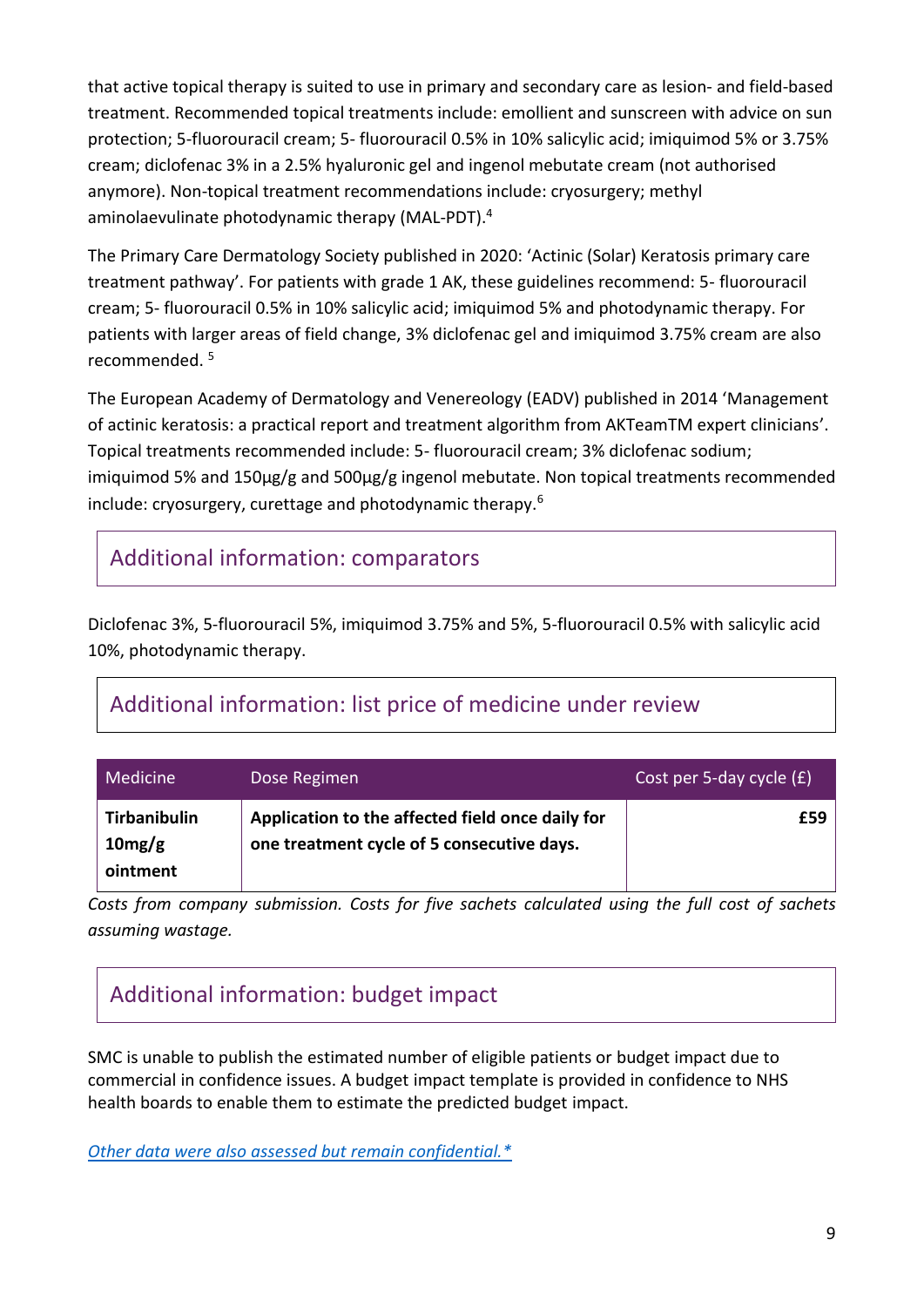that active topical therapy is suited to use in primary and secondary care as lesion- and field-based treatment. Recommended topical treatments include: emollient and sunscreen with advice on sun protection; 5-fluorouracil cream; 5- fluorouracil 0.5% in 10% salicylic acid; imiquimod 5% or 3.75% cream; diclofenac 3% in a 2.5% hyaluronic gel and ingenol mebutate cream (not authorised anymore). Non-topical treatment recommendations include: cryosurgery; methyl aminolaevulinate photodynamic therapy (MAL-PDT).[4]

The Primary Care Dermatology Society published in 2020: 'Actinic (Solar) Keratosis primary care treatment pathway'. For patients with grade 1 AK, these guidelines recommend: 5- fluorouracil cream; 5- fluorouracil 0.5% in 10% salicylic acid; imiquimod 5% and photodynamic therapy. For patients with larger areas of field change, 3% diclofenac gel and imiquimod 3.75% cream are also recommended. [5]

The European Academy of Dermatology and Venereology (EADV) published in 2014 'Management of actinic keratosis: a practical report and treatment algorithm from AKTeamTM expert clinicians'. Topical treatments recommended include: 5- fluorouracil cream; 3% diclofenac sodium; imiquimod 5% and 150µg/g and 500µg/g ingenol mebutate. Non topical treatments recommended include: cryosurgery, curettage and photodynamic therapy.[6]

## Additional information: comparators

Diclofenac 3%, 5-fluorouracil 5%, imiquimod 3.75% and 5%, 5-fluorouracil 0.5% with salicylic acid 10%, photodynamic therapy.

## Additional information: list price of medicine under review

| Medicine | Dose Regimen | Cost per 5-day cycle (£) |
|---|---|---|
| **Tirbanibulin 10mg/g ointment** | **Application to the affected field once daily for one treatment cycle of 5 consecutive days.** | **£59** |

*Costs from company submission. Costs for five sachets calculated using the full cost of sachets assuming wastage.*

## Additional information: budget impact

SMC is unable to publish the estimated number of eligible patients or budget impact due to commercial in confidence issues. A budget impact template is provided in confidence to NHS health boards to enable them to estimate the predicted budget impact.

*Other data were also assessed but remain confidential.**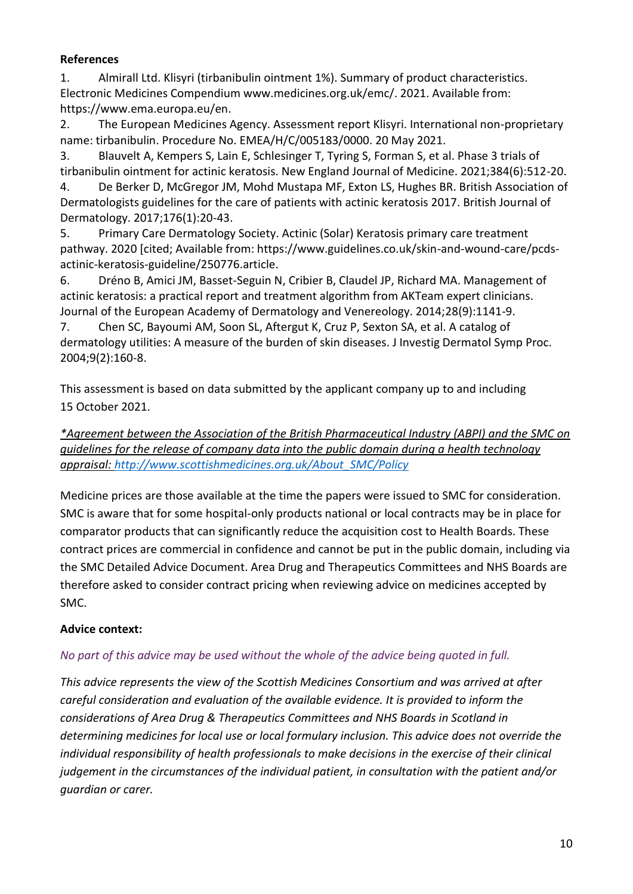**References**

1. Almirall Ltd. Klisyri (tirbanibulin ointment 1%). Summary of product characteristics. Electronic Medicines Compendium www.medicines.org.uk/emc/. 2021. Available from: https://www.ema.europa.eu/en.
2. The European Medicines Agency. Assessment report Klisyri. International non-proprietary name: tirbanibulin. Procedure No. EMEA/H/C/005183/0000. 20 May 2021.
3. Blauvelt A, Kempers S, Lain E, Schlesinger T, Tyring S, Forman S, et al. Phase 3 trials of tirbanibulin ointment for actinic keratosis. New England Journal of Medicine. 2021;384(6):512-20.
4. De Berker D, McGregor JM, Mohd Mustapa MF, Exton LS, Hughes BR. British Association of Dermatologists guidelines for the care of patients with actinic keratosis 2017. British Journal of Dermatology. 2017;176(1):20-43.
5. Primary Care Dermatology Society. Actinic (Solar) Keratosis primary care treatment pathway. 2020 [cited; Available from: https://www.guidelines.co.uk/skin-and-wound-care/pcds-actinic-keratosis-guideline/250776.article.
6. Dréno B, Amici JM, Basset-Seguin N, Cribier B, Claudel JP, Richard MA. Management of actinic keratosis: a practical report and treatment algorithm from AKTeam expert clinicians. Journal of the European Academy of Dermatology and Venereology. 2014;28(9):1141-9.
7. Chen SC, Bayoumi AM, Soon SL, Aftergut K, Cruz P, Sexton SA, et al. A catalog of dermatology utilities: A measure of the burden of skin diseases. J Investig Dermatol Symp Proc. 2004;9(2):160-8.

This assessment is based on data submitted by the applicant company up to and including 15 October 2021.

*\*Agreement between the Association of the British Pharmaceutical Industry (ABPI) and the SMC on guidelines for the release of company data into the public domain during a health technology appraisal: http://www.scottishmedicines.org.uk/About_SMC/Policy*

Medicine prices are those available at the time the papers were issued to SMC for consideration. SMC is aware that for some hospital-only products national or local contracts may be in place for comparator products that can significantly reduce the acquisition cost to Health Boards. These contract prices are commercial in confidence and cannot be put in the public domain, including via the SMC Detailed Advice Document. Area Drug and Therapeutics Committees and NHS Boards are therefore asked to consider contract pricing when reviewing advice on medicines accepted by SMC.

**Advice context:**

*No part of this advice may be used without the whole of the advice being quoted in full.*

*This advice represents the view of the Scottish Medicines Consortium and was arrived at after careful consideration and evaluation of the available evidence. It is provided to inform the considerations of Area Drug & Therapeutics Committees and NHS Boards in Scotland in determining medicines for local use or local formulary inclusion. This advice does not override the individual responsibility of health professionals to make decisions in the exercise of their clinical judgement in the circumstances of the individual patient, in consultation with the patient and/or guardian or carer.*